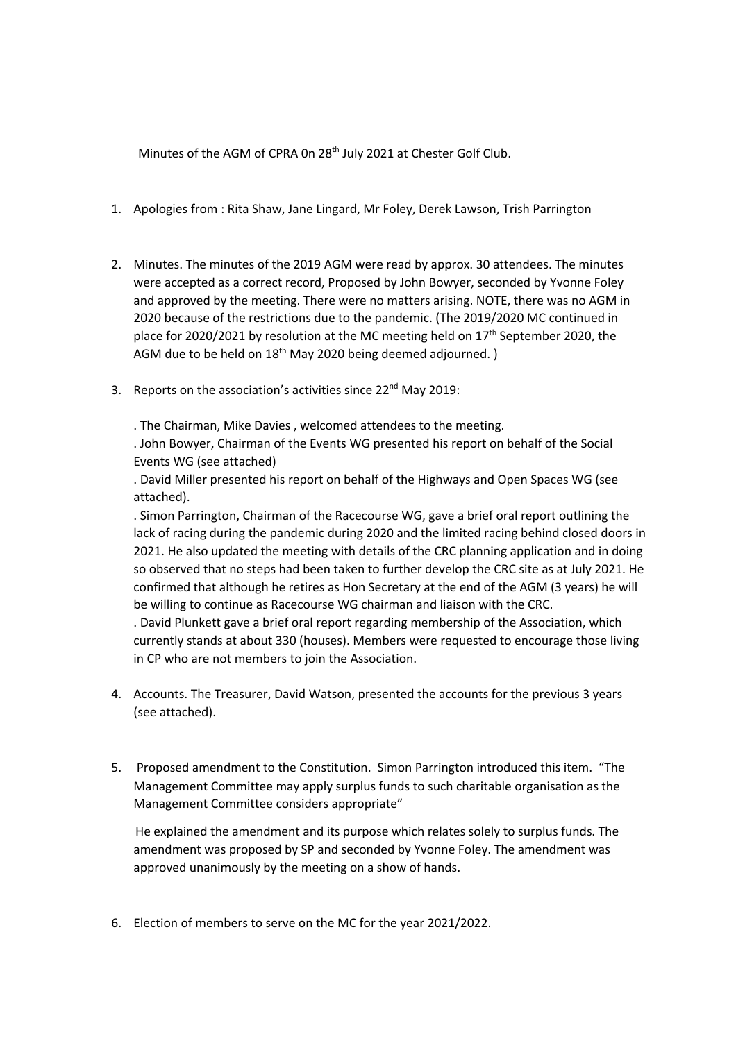Minutes of the AGM of CPRA 0n 28th July 2021 at Chester Golf Club.

1. Apologies from : Rita Shaw, Jane Lingard, Mr Foley, Derek Lawson, Trish Parrington

2. Minutes. The minutes of the 2019 AGM were read by approx. 30 attendees. The minutes were accepted as a correct record, Proposed by John Bowyer, seconded by Yvonne Foley and approved by the meeting. There were no matters arising. NOTE, there was no AGM in 2020 because of the restrictions due to the pandemic. (The 2019/2020 MC continued in place for 2020/2021 by resolution at the MC meeting held on 17th September 2020, the AGM due to be held on 18th May 2020 being deemed adjourned. )

3. Reports on the association's activities since 22nd May 2019:

   . The Chairman, Mike Davies , welcomed attendees to the meeting.

   . John Bowyer, Chairman of the Events WG presented his report on behalf of the Social Events WG (see attached)

   . David Miller presented his report on behalf of the Highways and Open Spaces WG (see attached).

   . Simon Parrington, Chairman of the Racecourse WG, gave a brief oral report outlining the lack of racing during the pandemic during 2020 and the limited racing behind closed doors in 2021. He also updated the meeting with details of the CRC planning application and in doing so observed that no steps had been taken to further develop the CRC site as at July 2021. He confirmed that although he retires as Hon Secretary at the end of the AGM (3 years) he will be willing to continue as Racecourse WG chairman and liaison with the CRC.

   . David Plunkett gave a brief oral report regarding membership of the Association, which currently stands at about 330 (houses). Members were requested to encourage those living in CP who are not members to join the Association.

4. Accounts. The Treasurer, David Watson, presented the accounts for the previous 3 years (see attached).

5. Proposed amendment to the Constitution. Simon Parrington introduced this item. "The Management Committee may apply surplus funds to such charitable organisation as the Management Committee considers appropriate"

   He explained the amendment and its purpose which relates solely to surplus funds. The amendment was proposed by SP and seconded by Yvonne Foley. The amendment was approved unanimously by the meeting on a show of hands.

6. Election of members to serve on the MC for the year 2021/2022.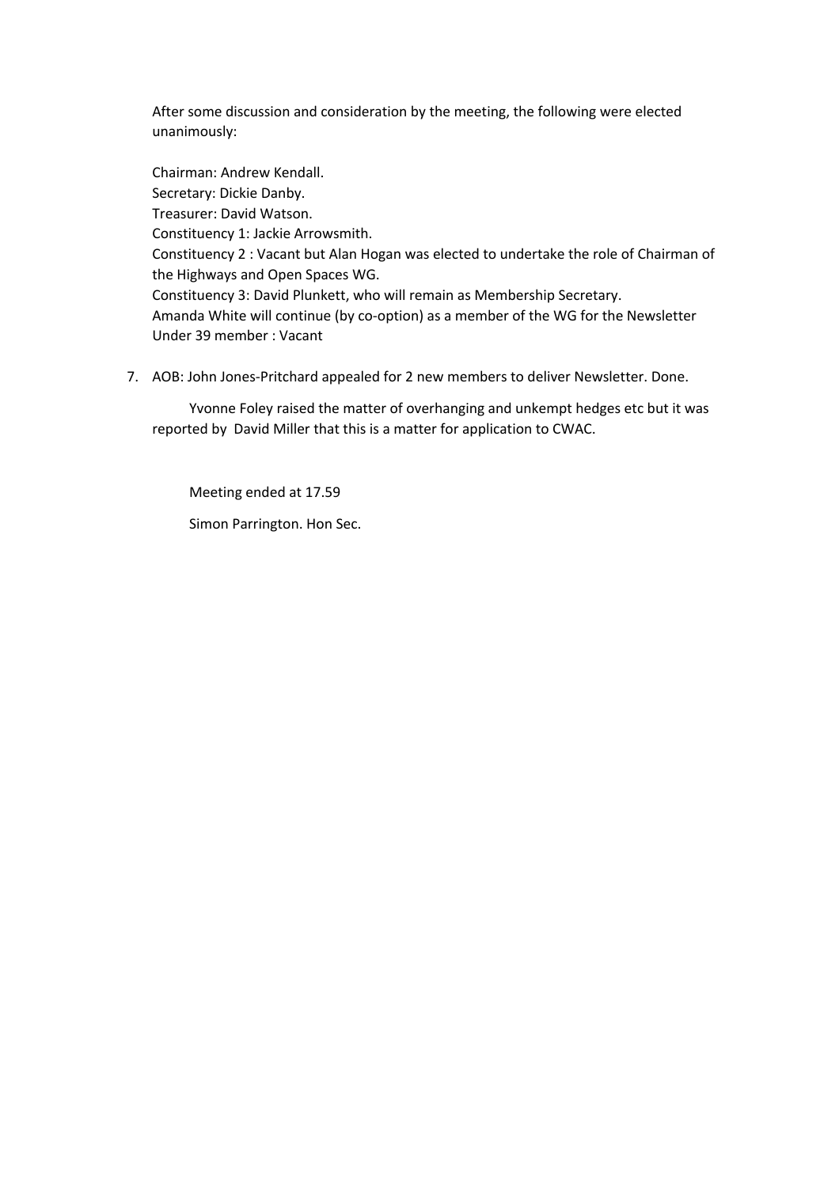After some discussion and consideration by the meeting, the following were elected unanimously:

Chairman: Andrew Kendall.
Secretary: Dickie Danby.
Treasurer: David Watson.
Constituency 1: Jackie Arrowsmith.
Constituency 2 : Vacant but Alan Hogan was elected to undertake the role of Chairman of the Highways and Open Spaces WG.
Constituency 3: David Plunkett, who will remain as Membership Secretary.
Amanda White will continue (by co-option) as a member of the WG for the Newsletter
Under 39 member : Vacant

7. AOB: John Jones-Pritchard appealed for 2 new members to deliver Newsletter. Done.

   Yvonne Foley raised the matter of overhanging and unkempt hedges etc but it was reported by David Miller that this is a matter for application to CWAC.

Meeting ended at 17.59

Simon Parrington. Hon Sec.